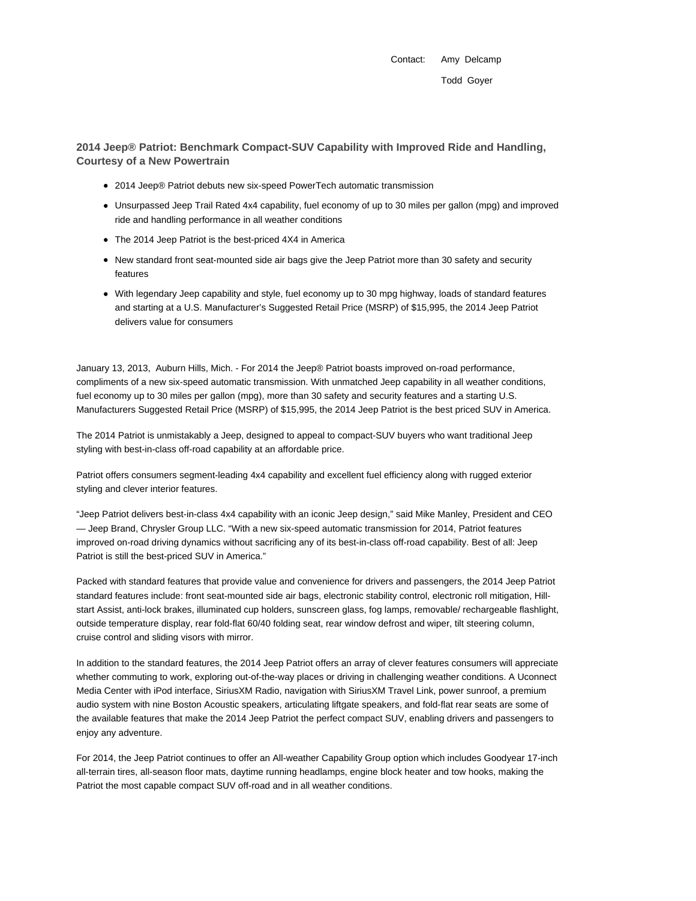Contact: Amy Delcamp

Todd Goyer

## 2014 Jeep® Patriot: Benchmark Compact-SUV Capability with Improved Ride and Handling, Courtesy of a New Powertrain

- 2014 Jeep® Patriot debuts new six-speed PowerTech automatic transmission
- Unsurpassed Jeep Trail Rated 4x4 capability, fuel economy of up to 30 miles per gallon (mpg) and improved ride and handling performance in all weather conditions
- The 2014 Jeep Patriot is the best-priced 4X4 in America
- New standard front seat-mounted side air bags give the Jeep Patriot more than 30 safety and security features
- With legendary Jeep capability and style, fuel economy up to 30 mpg highway, loads of standard features and starting at a U.S. Manufacturer's Suggested Retail Price (MSRP) of $15,995, the 2014 Jeep Patriot delivers value for consumers

January 13, 2013, Auburn Hills, Mich. - For 2014 the Jeep® Patriot boasts improved on-road performance, compliments of a new six-speed automatic transmission. With unmatched Jeep capability in all weather conditions, fuel economy up to 30 miles per gallon (mpg), more than 30 safety and security features and a starting U.S. Manufacturers Suggested Retail Price (MSRP) of $15,995, the 2014 Jeep Patriot is the best priced SUV in America.

The 2014 Patriot is unmistakably a Jeep, designed to appeal to compact-SUV buyers who want traditional Jeep styling with best-in-class off-road capability at an affordable price.

Patriot offers consumers segment-leading 4x4 capability and excellent fuel efficiency along with rugged exterior styling and clever interior features.

"Jeep Patriot delivers best-in-class 4x4 capability with an iconic Jeep design," said Mike Manley, President and CEO — Jeep Brand, Chrysler Group LLC. "With a new six-speed automatic transmission for 2014, Patriot features improved on-road driving dynamics without sacrificing any of its best-in-class off-road capability. Best of all: Jeep Patriot is still the best-priced SUV in America."

Packed with standard features that provide value and convenience for drivers and passengers, the 2014 Jeep Patriot standard features include: front seat-mounted side air bags, electronic stability control, electronic roll mitigation, Hill-start Assist, anti-lock brakes, illuminated cup holders, sunscreen glass, fog lamps, removable/ rechargeable flashlight, outside temperature display, rear fold-flat 60/40 folding seat, rear window defrost and wiper, tilt steering column, cruise control and sliding visors with mirror.

In addition to the standard features, the 2014 Jeep Patriot offers an array of clever features consumers will appreciate whether commuting to work, exploring out-of-the-way places or driving in challenging weather conditions. A Uconnect Media Center with iPod interface, SiriusXM Radio, navigation with SiriusXM Travel Link, power sunroof, a premium audio system with nine Boston Acoustic speakers, articulating liftgate speakers, and fold-flat rear seats are some of the available features that make the 2014 Jeep Patriot the perfect compact SUV, enabling drivers and passengers to enjoy any adventure.

For 2014, the Jeep Patriot continues to offer an All-weather Capability Group option which includes Goodyear 17-inch all-terrain tires, all-season floor mats, daytime running headlamps, engine block heater and tow hooks, making the Patriot the most capable compact SUV off-road and in all weather conditions.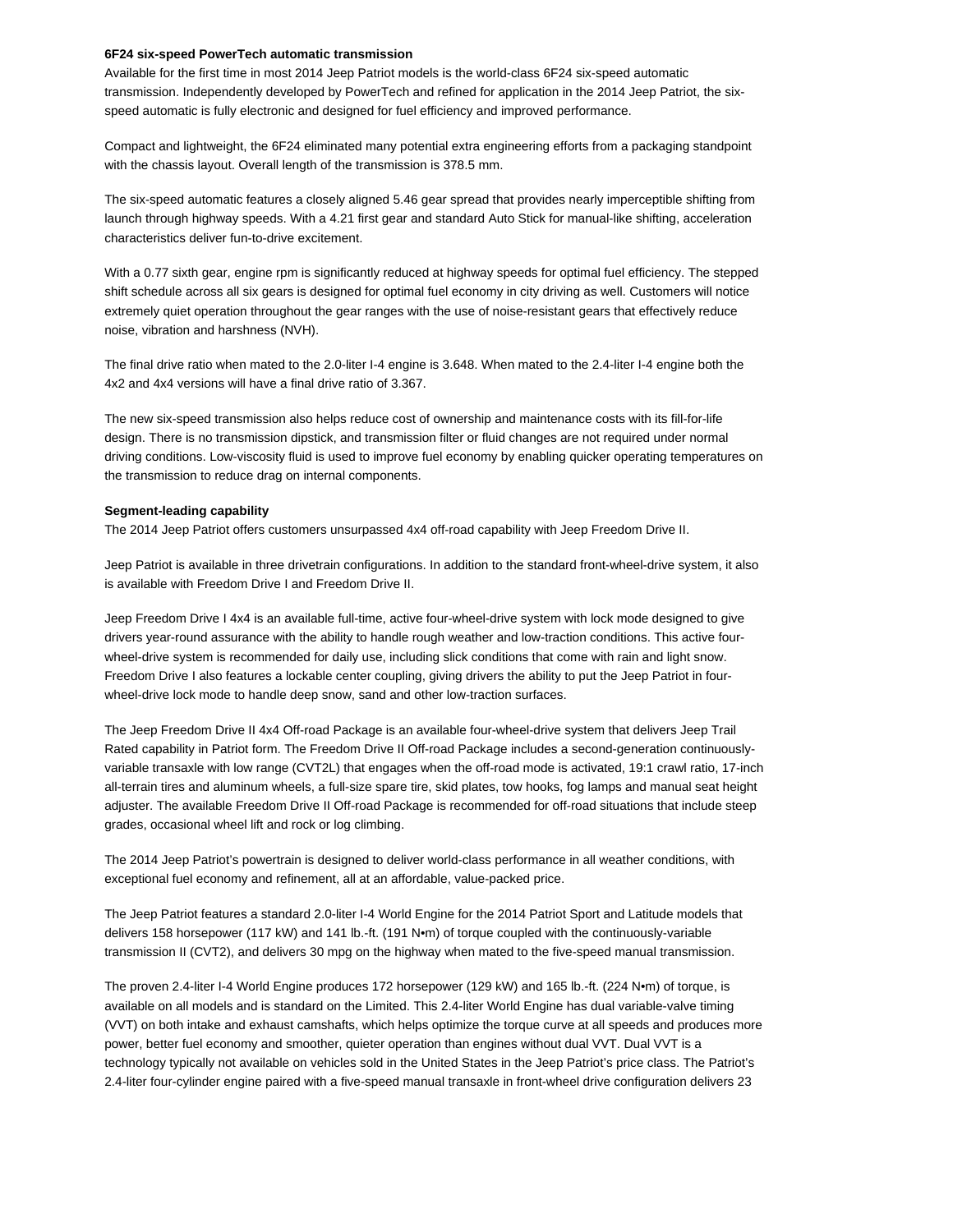**6F24 six-speed PowerTech automatic transmission**

Available for the first time in most 2014 Jeep Patriot models is the world-class 6F24 six-speed automatic transmission. Independently developed by PowerTech and refined for application in the 2014 Jeep Patriot, the six-speed automatic is fully electronic and designed for fuel efficiency and improved performance.

Compact and lightweight, the 6F24 eliminated many potential extra engineering efforts from a packaging standpoint with the chassis layout. Overall length of the transmission is 378.5 mm.

The six-speed automatic features a closely aligned 5.46 gear spread that provides nearly imperceptible shifting from launch through highway speeds. With a 4.21 first gear and standard Auto Stick for manual-like shifting, acceleration characteristics deliver fun-to-drive excitement.

With a 0.77 sixth gear, engine rpm is significantly reduced at highway speeds for optimal fuel efficiency. The stepped shift schedule across all six gears is designed for optimal fuel economy in city driving as well. Customers will notice extremely quiet operation throughout the gear ranges with the use of noise-resistant gears that effectively reduce noise, vibration and harshness (NVH).

The final drive ratio when mated to the 2.0-liter I-4 engine is 3.648. When mated to the 2.4-liter I-4 engine both the 4x2 and 4x4 versions will have a final drive ratio of 3.367.

The new six-speed transmission also helps reduce cost of ownership and maintenance costs with its fill-for-life design. There is no transmission dipstick, and transmission filter or fluid changes are not required under normal driving conditions. Low-viscosity fluid is used to improve fuel economy by enabling quicker operating temperatures on the transmission to reduce drag on internal components.

**Segment-leading capability**

The 2014 Jeep Patriot offers customers unsurpassed 4x4 off-road capability with Jeep Freedom Drive II.

Jeep Patriot is available in three drivetrain configurations. In addition to the standard front-wheel-drive system, it also is available with Freedom Drive I and Freedom Drive II.

Jeep Freedom Drive I 4x4 is an available full-time, active four-wheel-drive system with lock mode designed to give drivers year-round assurance with the ability to handle rough weather and low-traction conditions. This active four-wheel-drive system is recommended for daily use, including slick conditions that come with rain and light snow. Freedom Drive I also features a lockable center coupling, giving drivers the ability to put the Jeep Patriot in four-wheel-drive lock mode to handle deep snow, sand and other low-traction surfaces.

The Jeep Freedom Drive II 4x4 Off-road Package is an available four-wheel-drive system that delivers Jeep Trail Rated capability in Patriot form. The Freedom Drive II Off-road Package includes a second-generation continuously-variable transaxle with low range (CVT2L) that engages when the off-road mode is activated, 19:1 crawl ratio, 17-inch all-terrain tires and aluminum wheels, a full-size spare tire, skid plates, tow hooks, fog lamps and manual seat height adjuster. The available Freedom Drive II Off-road Package is recommended for off-road situations that include steep grades, occasional wheel lift and rock or log climbing.

The 2014 Jeep Patriot's powertrain is designed to deliver world-class performance in all weather conditions, with exceptional fuel economy and refinement, all at an affordable, value-packed price.

The Jeep Patriot features a standard 2.0-liter I-4 World Engine for the 2014 Patriot Sport and Latitude models that delivers 158 horsepower (117 kW) and 141 lb.-ft. (191 N•m) of torque coupled with the continuously-variable transmission II (CVT2), and delivers 30 mpg on the highway when mated to the five-speed manual transmission.

The proven 2.4-liter I-4 World Engine produces 172 horsepower (129 kW) and 165 lb.-ft. (224 N•m) of torque, is available on all models and is standard on the Limited. This 2.4-liter World Engine has dual variable-valve timing (VVT) on both intake and exhaust camshafts, which helps optimize the torque curve at all speeds and produces more power, better fuel economy and smoother, quieter operation than engines without dual VVT. Dual VVT is a technology typically not available on vehicles sold in the United States in the Jeep Patriot's price class. The Patriot's 2.4-liter four-cylinder engine paired with a five-speed manual transaxle in front-wheel drive configuration delivers 23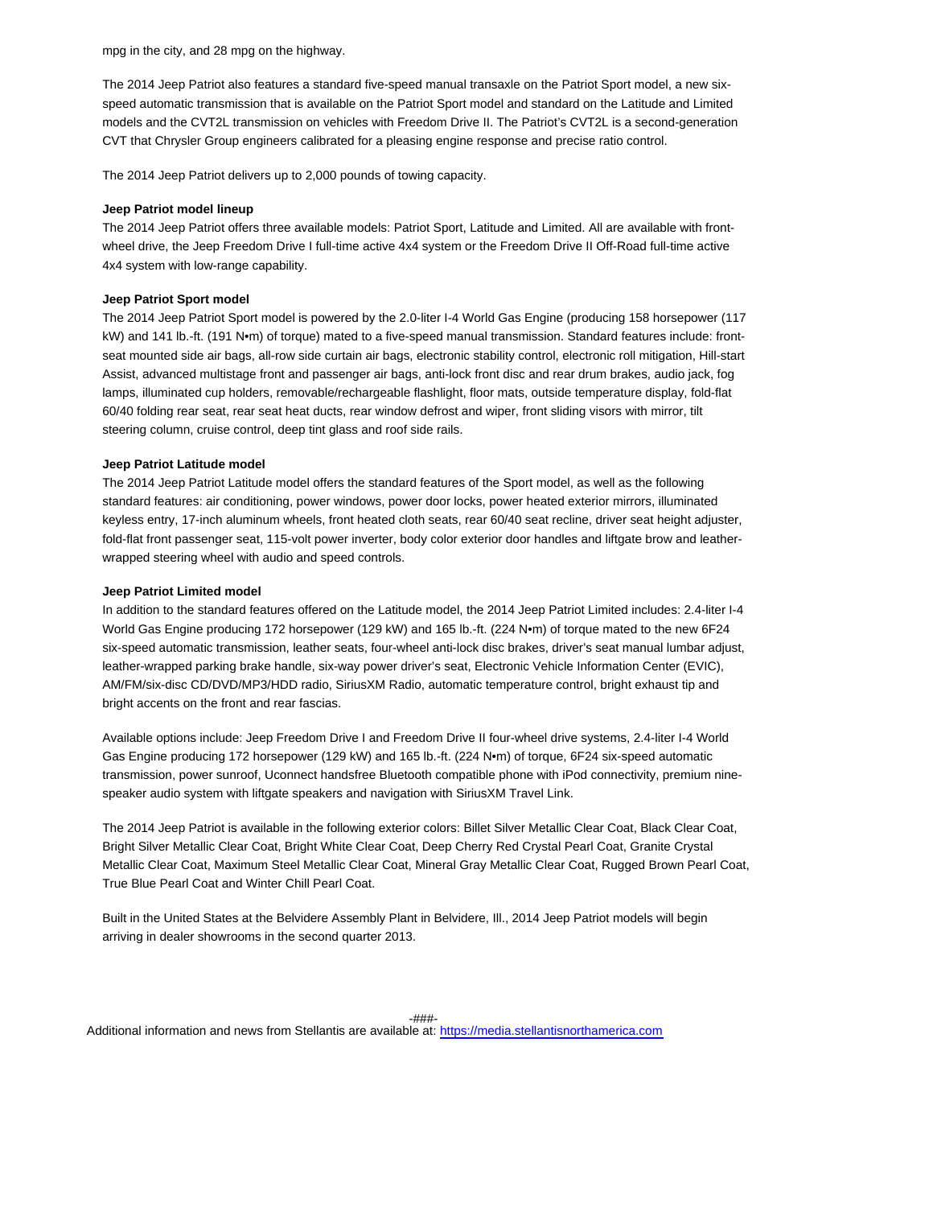mpg in the city, and 28 mpg on the highway.

The 2014 Jeep Patriot also features a standard five-speed manual transaxle on the Patriot Sport model, a new six-speed automatic transmission that is available on the Patriot Sport model and standard on the Latitude and Limited models and the CVT2L transmission on vehicles with Freedom Drive II. The Patriot's CVT2L is a second-generation CVT that Chrysler Group engineers calibrated for a pleasing engine response and precise ratio control.

The 2014 Jeep Patriot delivers up to 2,000 pounds of towing capacity.

**Jeep Patriot model lineup**

The 2014 Jeep Patriot offers three available models: Patriot Sport, Latitude and Limited. All are available with front-wheel drive, the Jeep Freedom Drive I full-time active 4x4 system or the Freedom Drive II Off-Road full-time active 4x4 system with low-range capability.

**Jeep Patriot Sport model**

The 2014 Jeep Patriot Sport model is powered by the 2.0-liter I-4 World Gas Engine (producing 158 horsepower (117 kW) and 141 lb.-ft. (191 N•m) of torque) mated to a five-speed manual transmission. Standard features include: front-seat mounted side air bags, all-row side curtain air bags, electronic stability control, electronic roll mitigation, Hill-start Assist, advanced multistage front and passenger air bags, anti-lock front disc and rear drum brakes, audio jack, fog lamps, illuminated cup holders, removable/rechargeable flashlight, floor mats, outside temperature display, fold-flat 60/40 folding rear seat, rear seat heat ducts, rear window defrost and wiper, front sliding visors with mirror, tilt steering column, cruise control, deep tint glass and roof side rails.

**Jeep Patriot Latitude model**

The 2014 Jeep Patriot Latitude model offers the standard features of the Sport model, as well as the following standard features: air conditioning, power windows, power door locks, power heated exterior mirrors, illuminated keyless entry, 17-inch aluminum wheels, front heated cloth seats, rear 60/40 seat recline, driver seat height adjuster, fold-flat front passenger seat, 115-volt power inverter, body color exterior door handles and liftgate brow and leather-wrapped steering wheel with audio and speed controls.

**Jeep Patriot Limited model**

In addition to the standard features offered on the Latitude model, the 2014 Jeep Patriot Limited includes: 2.4-liter I-4 World Gas Engine producing 172 horsepower (129 kW) and 165 lb.-ft. (224 N•m) of torque mated to the new 6F24 six-speed automatic transmission, leather seats, four-wheel anti-lock disc brakes, driver's seat manual lumbar adjust, leather-wrapped parking brake handle, six-way power driver's seat, Electronic Vehicle Information Center (EVIC), AM/FM/six-disc CD/DVD/MP3/HDD radio, SiriusXM Radio, automatic temperature control, bright exhaust tip and bright accents on the front and rear fascias.

Available options include: Jeep Freedom Drive I and Freedom Drive II four-wheel drive systems, 2.4-liter I-4 World Gas Engine producing 172 horsepower (129 kW) and 165 lb.-ft. (224 N•m) of torque, 6F24 six-speed automatic transmission, power sunroof, Uconnect handsfree Bluetooth compatible phone with iPod connectivity, premium nine-speaker audio system with liftgate speakers and navigation with SiriusXM Travel Link.

The 2014 Jeep Patriot is available in the following exterior colors: Billet Silver Metallic Clear Coat, Black Clear Coat, Bright Silver Metallic Clear Coat, Bright White Clear Coat, Deep Cherry Red Crystal Pearl Coat, Granite Crystal Metallic Clear Coat, Maximum Steel Metallic Clear Coat, Mineral Gray Metallic Clear Coat, Rugged Brown Pearl Coat, True Blue Pearl Coat and Winter Chill Pearl Coat.

Built in the United States at the Belvidere Assembly Plant in Belvidere, Ill., 2014 Jeep Patriot models will begin arriving in dealer showrooms in the second quarter 2013.

-###-

Additional information and news from Stellantis are available at: https://media.stellantisnorthamerica.com